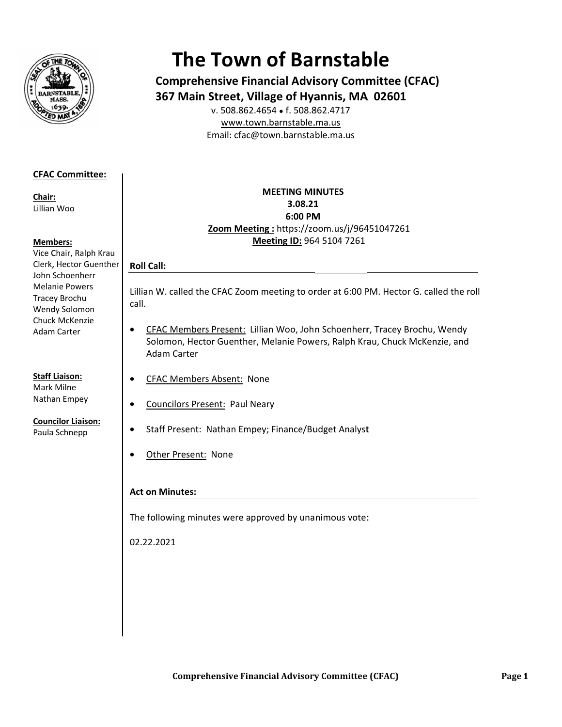# The Town of Barnstable

**Comprehensive Financial Advisory Committee (CFAC)**
**367 Main Street, Village of Hyannis, MA 02601**

v. 508.862.4654 • f. 508.862.4717
www.town.barnstable.ma.us
Email: cfac@town.barnstable.ma.us

**CFAC Committee:**

**Chair:**
Lillian Woo

**Members:**
Vice Chair, Ralph Krau
Clerk, Hector Guenther
John Schoenherr
Melanie Powers
Tracey Brochu
Wendy Solomon
Chuck McKenzie
Adam Carter

**Staff Liaison:**
Mark Milne
Nathan Empey

**Councilor Liaison:**
Paula Schnepp

**MEETING MINUTES**
**3.08.21**
**6:00 PM**
**Zoom Meeting :** https://zoom.us/j/96451047261
**Meeting ID:** 964 5104 7261

## Roll Call:

Lillian W. called the CFAC Zoom meeting to order at 6:00 PM. Hector G. called the roll call.

- CFAC Members Present: Lillian Woo, John Schoenherr, Tracey Brochu, Wendy Solomon, Hector Guenther, Melanie Powers, Ralph Krau, Chuck McKenzie, and Adam Carter
- CFAC Members Absent: None
- Councilors Present: Paul Neary
- Staff Present: Nathan Empey; Finance/Budget Analyst
- Other Present: None

## Act on Minutes:

The following minutes were approved by unanimous vote:

02.22.2021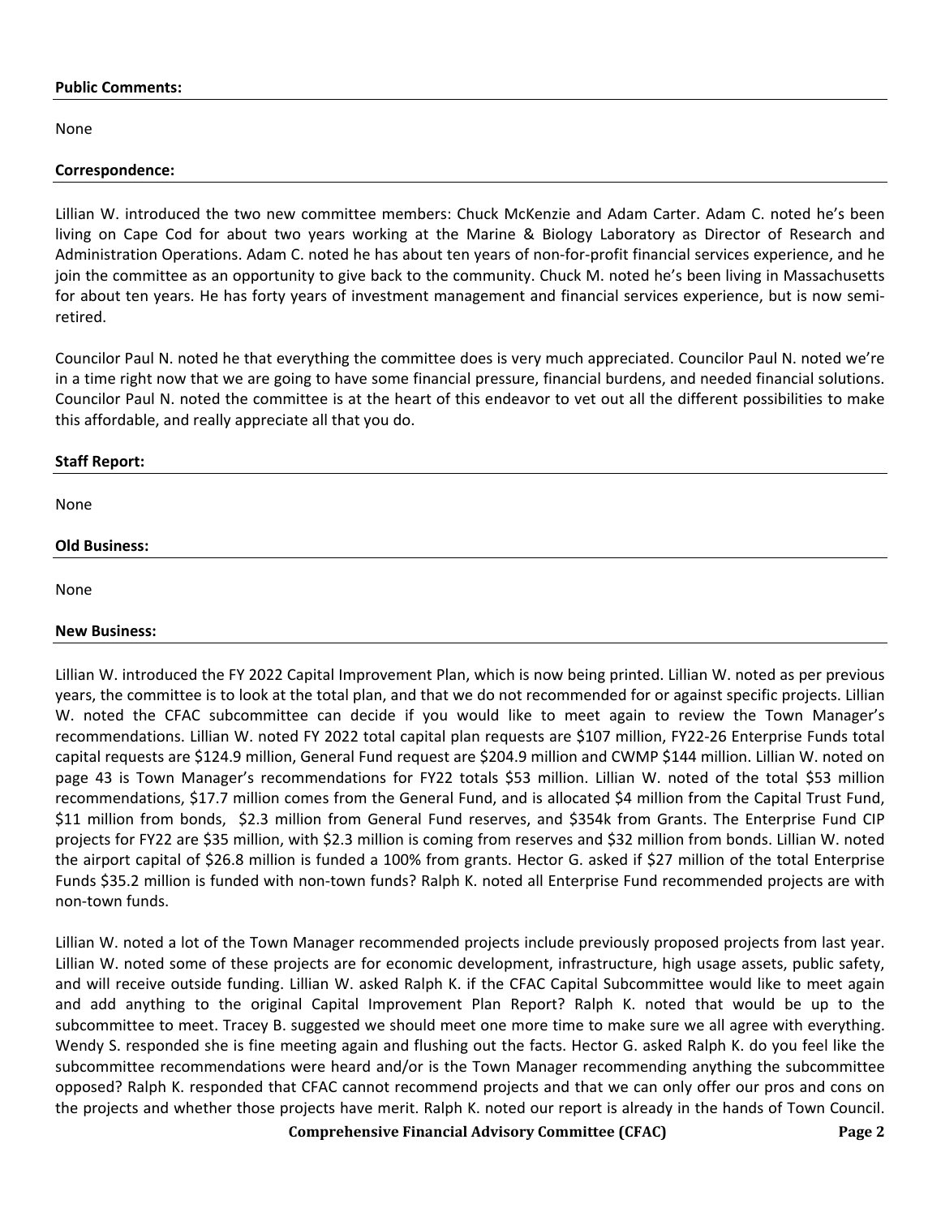**Public Comments:**

None

**Correspondence:**

Lillian W. introduced the two new committee members: Chuck McKenzie and Adam Carter. Adam C. noted he's been living on Cape Cod for about two years working at the Marine & Biology Laboratory as Director of Research and Administration Operations. Adam C. noted he has about ten years of non-for-profit financial services experience, and he join the committee as an opportunity to give back to the community. Chuck M. noted he's been living in Massachusetts for about ten years. He has forty years of investment management and financial services experience, but is now semi-retired.

Councilor Paul N. noted he that everything the committee does is very much appreciated. Councilor Paul N. noted we're in a time right now that we are going to have some financial pressure, financial burdens, and needed financial solutions. Councilor Paul N. noted the committee is at the heart of this endeavor to vet out all the different possibilities to make this affordable, and really appreciate all that you do.

**Staff Report:**

None

**Old Business:**

None

**New Business:**

Lillian W. introduced the FY 2022 Capital Improvement Plan, which is now being printed. Lillian W. noted as per previous years, the committee is to look at the total plan, and that we do not recommended for or against specific projects. Lillian W. noted the CFAC subcommittee can decide if you would like to meet again to review the Town Manager's recommendations. Lillian W. noted FY 2022 total capital plan requests are $107 million, FY22-26 Enterprise Funds total capital requests are $124.9 million, General Fund request are $204.9 million and CWMP $144 million. Lillian W. noted on page 43 is Town Manager's recommendations for FY22 totals $53 million. Lillian W. noted of the total $53 million recommendations, $17.7 million comes from the General Fund, and is allocated $4 million from the Capital Trust Fund, $11 million from bonds, $2.3 million from General Fund reserves, and $354k from Grants. The Enterprise Fund CIP projects for FY22 are $35 million, with $2.3 million is coming from reserves and $32 million from bonds. Lillian W. noted the airport capital of $26.8 million is funded a 100% from grants. Hector G. asked if $27 million of the total Enterprise Funds $35.2 million is funded with non-town funds? Ralph K. noted all Enterprise Fund recommended projects are with non-town funds.

Lillian W. noted a lot of the Town Manager recommended projects include previously proposed projects from last year. Lillian W. noted some of these projects are for economic development, infrastructure, high usage assets, public safety, and will receive outside funding. Lillian W. asked Ralph K. if the CFAC Capital Subcommittee would like to meet again and add anything to the original Capital Improvement Plan Report? Ralph K. noted that would be up to the subcommittee to meet. Tracey B. suggested we should meet one more time to make sure we all agree with everything. Wendy S. responded she is fine meeting again and flushing out the facts. Hector G. asked Ralph K. do you feel like the subcommittee recommendations were heard and/or is the Town Manager recommending anything the subcommittee opposed? Ralph K. responded that CFAC cannot recommend projects and that we can only offer our pros and cons on the projects and whether those projects have merit. Ralph K. noted our report is already in the hands of Town Council.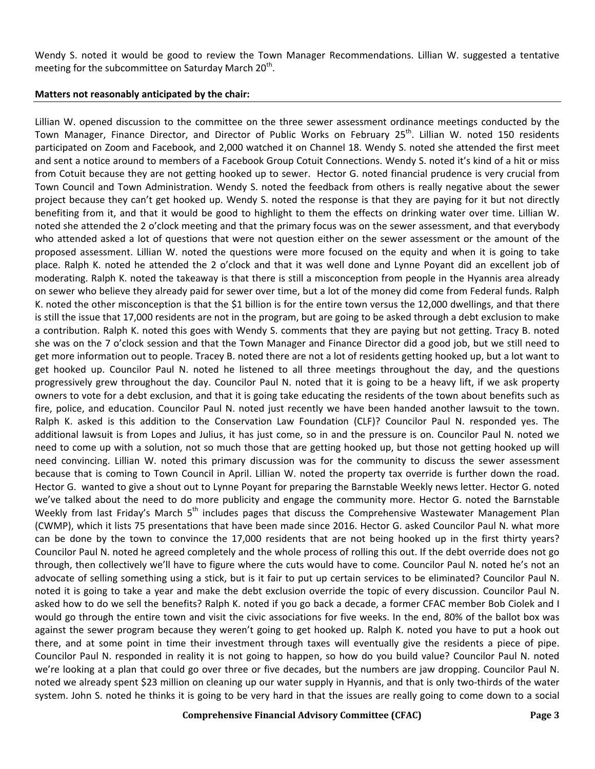Wendy S. noted it would be good to review the Town Manager Recommendations. Lillian W. suggested a tentative meeting for the subcommittee on Saturday March 20th.

**Matters not reasonably anticipated by the chair:**

Lillian W. opened discussion to the committee on the three sewer assessment ordinance meetings conducted by the Town Manager, Finance Director, and Director of Public Works on February 25th. Lillian W. noted 150 residents participated on Zoom and Facebook, and 2,000 watched it on Channel 18. Wendy S. noted she attended the first meet and sent a notice around to members of a Facebook Group Cotuit Connections. Wendy S. noted it's kind of a hit or miss from Cotuit because they are not getting hooked up to sewer. Hector G. noted financial prudence is very crucial from Town Council and Town Administration. Wendy S. noted the feedback from others is really negative about the sewer project because they can't get hooked up. Wendy S. noted the response is that they are paying for it but not directly benefiting from it, and that it would be good to highlight to them the effects on drinking water over time. Lillian W. noted she attended the 2 o'clock meeting and that the primary focus was on the sewer assessment, and that everybody who attended asked a lot of questions that were not question either on the sewer assessment or the amount of the proposed assessment. Lillian W. noted the questions were more focused on the equity and when it is going to take place. Ralph K. noted he attended the 2 o'clock and that it was well done and Lynne Poyant did an excellent job of moderating. Ralph K. noted the takeaway is that there is still a misconception from people in the Hyannis area already on sewer who believe they already paid for sewer over time, but a lot of the money did come from Federal funds. Ralph K. noted the other misconception is that the $1 billion is for the entire town versus the 12,000 dwellings, and that there is still the issue that 17,000 residents are not in the program, but are going to be asked through a debt exclusion to make a contribution. Ralph K. noted this goes with Wendy S. comments that they are paying but not getting. Tracy B. noted she was on the 7 o'clock session and that the Town Manager and Finance Director did a good job, but we still need to get more information out to people. Tracey B. noted there are not a lot of residents getting hooked up, but a lot want to get hooked up. Councilor Paul N. noted he listened to all three meetings throughout the day, and the questions progressively grew throughout the day. Councilor Paul N. noted that it is going to be a heavy lift, if we ask property owners to vote for a debt exclusion, and that it is going take educating the residents of the town about benefits such as fire, police, and education. Councilor Paul N. noted just recently we have been handed another lawsuit to the town. Ralph K. asked is this addition to the Conservation Law Foundation (CLF)? Councilor Paul N. responded yes. The additional lawsuit is from Lopes and Julius, it has just come, so in and the pressure is on. Councilor Paul N. noted we need to come up with a solution, not so much those that are getting hooked up, but those not getting hooked up will need convincing. Lillian W. noted this primary discussion was for the community to discuss the sewer assessment because that is coming to Town Council in April. Lillian W. noted the property tax override is further down the road. Hector G. wanted to give a shout out to Lynne Poyant for preparing the Barnstable Weekly news letter. Hector G. noted we've talked about the need to do more publicity and engage the community more. Hector G. noted the Barnstable Weekly from last Friday's March 5th includes pages that discuss the Comprehensive Wastewater Management Plan (CWMP), which it lists 75 presentations that have been made since 2016. Hector G. asked Councilor Paul N. what more can be done by the town to convince the 17,000 residents that are not being hooked up in the first thirty years? Councilor Paul N. noted he agreed completely and the whole process of rolling this out. If the debt override does not go through, then collectively we'll have to figure where the cuts would have to come. Councilor Paul N. noted he's not an advocate of selling something using a stick, but is it fair to put up certain services to be eliminated? Councilor Paul N. noted it is going to take a year and make the debt exclusion override the topic of every discussion. Councilor Paul N. asked how to do we sell the benefits? Ralph K. noted if you go back a decade, a former CFAC member Bob Ciolek and I would go through the entire town and visit the civic associations for five weeks. In the end, 80% of the ballot box was against the sewer program because they weren't going to get hooked up. Ralph K. noted you have to put a hook out there, and at some point in time their investment through taxes will eventually give the residents a piece of pipe. Councilor Paul N. responded in reality it is not going to happen, so how do you build value? Councilor Paul N. noted we're looking at a plan that could go over three or five decades, but the numbers are jaw dropping. Councilor Paul N. noted we already spent $23 million on cleaning up our water supply in Hyannis, and that is only two-thirds of the water system. John S. noted he thinks it is going to be very hard in that the issues are really going to come down to a social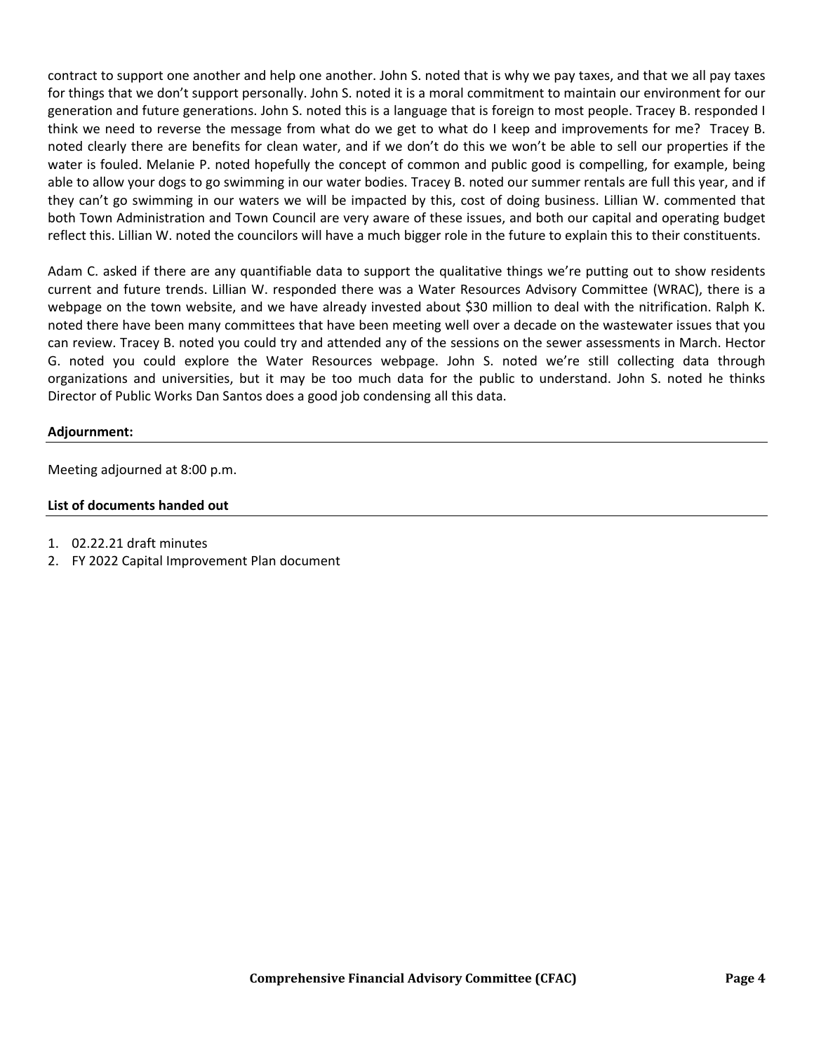contract to support one another and help one another. John S. noted that is why we pay taxes, and that we all pay taxes for things that we don't support personally. John S. noted it is a moral commitment to maintain our environment for our generation and future generations. John S. noted this is a language that is foreign to most people. Tracey B. responded I think we need to reverse the message from what do we get to what do I keep and improvements for me? Tracey B. noted clearly there are benefits for clean water, and if we don't do this we won't be able to sell our properties if the water is fouled. Melanie P. noted hopefully the concept of common and public good is compelling, for example, being able to allow your dogs to go swimming in our water bodies. Tracey B. noted our summer rentals are full this year, and if they can't go swimming in our waters we will be impacted by this, cost of doing business. Lillian W. commented that both Town Administration and Town Council are very aware of these issues, and both our capital and operating budget reflect this. Lillian W. noted the councilors will have a much bigger role in the future to explain this to their constituents.

Adam C. asked if there are any quantifiable data to support the qualitative things we're putting out to show residents current and future trends. Lillian W. responded there was a Water Resources Advisory Committee (WRAC), there is a webpage on the town website, and we have already invested about $30 million to deal with the nitrification. Ralph K. noted there have been many committees that have been meeting well over a decade on the wastewater issues that you can review. Tracey B. noted you could try and attended any of the sessions on the sewer assessments in March. Hector G. noted you could explore the Water Resources webpage. John S. noted we're still collecting data through organizations and universities, but it may be too much data for the public to understand. John S. noted he thinks Director of Public Works Dan Santos does a good job condensing all this data.

**Adjournment:**

Meeting adjourned at 8:00 p.m.

**List of documents handed out**

1. 02.22.21 draft minutes
2. FY 2022 Capital Improvement Plan document